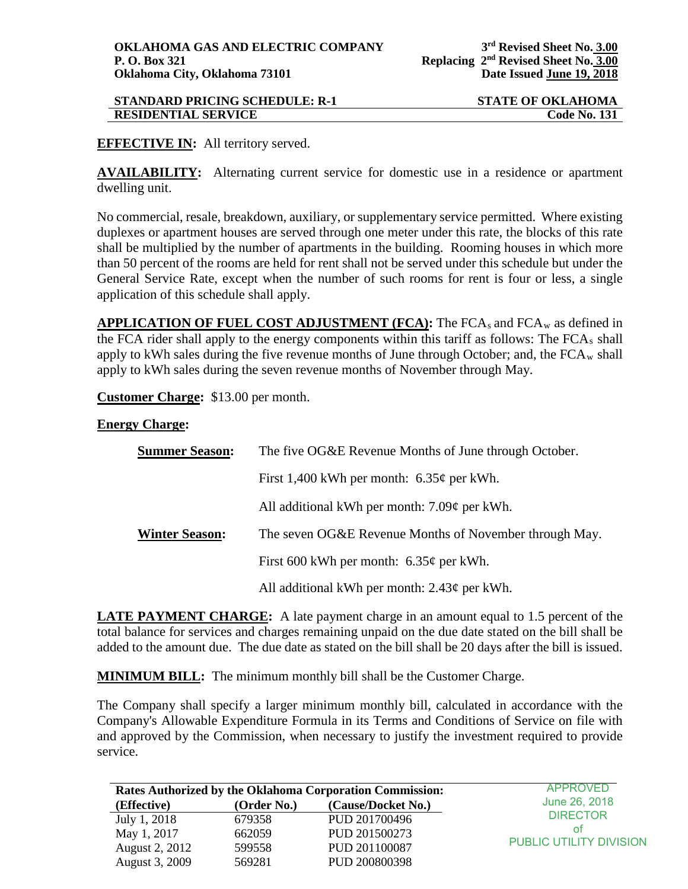**OKLAHOMA GAS AND ELECTRIC COMPANY**
**P. O. Box 321**
**Oklahoma City, Oklahoma 73101**

**3rd Revised Sheet No. 3.00**
**Replacing 2nd Revised Sheet No. 3.00**
**Date Issued June 19, 2018**

**STANDARD PRICING SCHEDULE: R-1** **STATE OF OKLAHOMA**
**RESIDENTIAL SERVICE** **Code No. 131**

**EFFECTIVE IN:** All territory served.

**AVAILABILITY:** Alternating current service for domestic use in a residence or apartment dwelling unit.

No commercial, resale, breakdown, auxiliary, or supplementary service permitted. Where existing duplexes or apartment houses are served through one meter under this rate, the blocks of this rate shall be multiplied by the number of apartments in the building. Rooming houses in which more than 50 percent of the rooms are held for rent shall not be served under this schedule but under the General Service Rate, except when the number of such rooms for rent is four or less, a single application of this schedule shall apply.

**APPLICATION OF FUEL COST ADJUSTMENT (FCA):** The $FCA_s$ and $FCA_w$ as defined in the FCA rider shall apply to the energy components within this tariff as follows: The $FCA_s$ shall apply to kWh sales during the five revenue months of June through October; and, the $FCA_w$ shall apply to kWh sales during the seven revenue months of November through May.

**Customer Charge:** $13.00 per month.

**Energy Charge:**

**Summer Season:** The five OG&E Revenue Months of June through October.

First 1,400 kWh per month: 6.35¢ per kWh.

All additional kWh per month: 7.09¢ per kWh.

**Winter Season:** The seven OG&E Revenue Months of November through May.

First 600 kWh per month: 6.35¢ per kWh.

All additional kWh per month: 2.43¢ per kWh.

**LATE PAYMENT CHARGE:** A late payment charge in an amount equal to 1.5 percent of the total balance for services and charges remaining unpaid on the due date stated on the bill shall be added to the amount due. The due date as stated on the bill shall be 20 days after the bill is issued.

**MINIMUM BILL:** The minimum monthly bill shall be the Customer Charge.

The Company shall specify a larger minimum monthly bill, calculated in accordance with the Company's Allowable Expenditure Formula in its Terms and Conditions of Service on file with and approved by the Commission, when necessary to justify the investment required to provide service.

**Rates Authorized by the Oklahoma Corporation Commission:**

| (Effective) | (Order No.) | (Cause/Docket No.) |
|---|---|---|
| July 1, 2018 | 679358 | PUD 201700496 |
| May 1, 2017 | 662059 | PUD 201500273 |
| August 2, 2012 | 599558 | PUD 201100087 |
| August 3, 2009 | 569281 | PUD 200800398 |

APPROVED
June 26, 2018
DIRECTOR
of
PUBLIC UTILITY DIVISION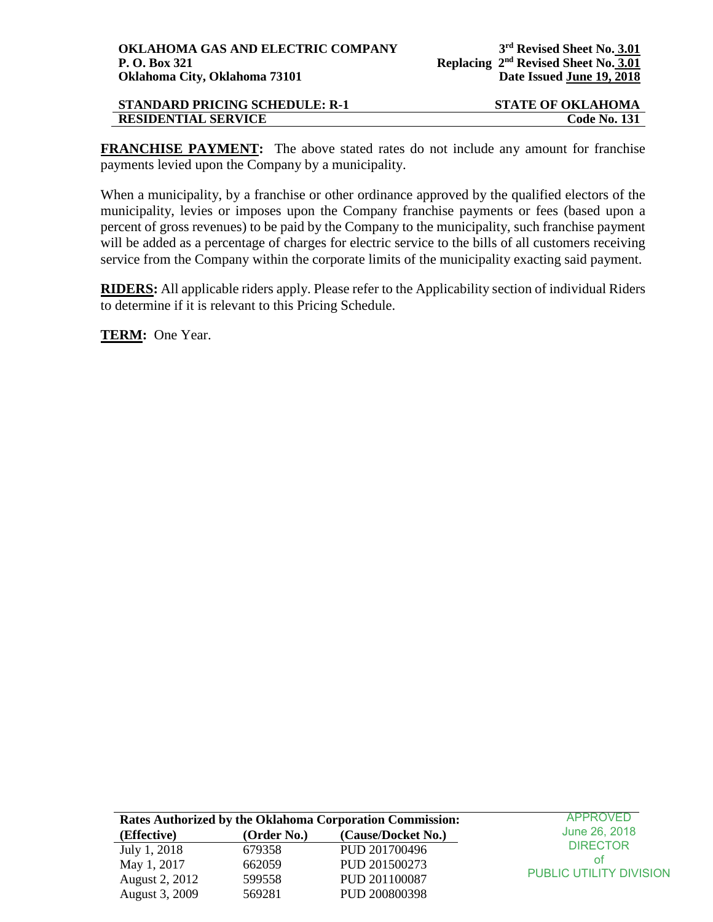**OKLAHOMA GAS AND ELECTRIC COMPANY**
**P. O. Box 321**
**Oklahoma City, Oklahoma 73101**

**3rd Revised Sheet No. 3.01**
**Replacing 2nd Revised Sheet No. 3.01**
**Date Issued June 19, 2018**

**STANDARD PRICING SCHEDULE: R-1** — **STATE OF OKLAHOMA**
**RESIDENTIAL SERVICE** — **Code No. 131**

**FRANCHISE PAYMENT:** The above stated rates do not include any amount for franchise payments levied upon the Company by a municipality.

When a municipality, by a franchise or other ordinance approved by the qualified electors of the municipality, levies or imposes upon the Company franchise payments or fees (based upon a percent of gross revenues) to be paid by the Company to the municipality, such franchise payment will be added as a percentage of charges for electric service to the bills of all customers receiving service from the Company within the corporate limits of the municipality exacting said payment.

**RIDERS:** All applicable riders apply. Please refer to the Applicability section of individual Riders to determine if it is relevant to this Pricing Schedule.

**TERM:** One Year.

**Rates Authorized by the Oklahoma Corporation Commission:**

| (Effective) | (Order No.) | (Cause/Docket No.) |
|---|---|---|
| July 1, 2018 | 679358 | PUD 201700496 |
| May 1, 2017 | 662059 | PUD 201500273 |
| August 2, 2012 | 599558 | PUD 201100087 |
| August 3, 2009 | 569281 | PUD 200800398 |

APPROVED
June 26, 2018
DIRECTOR
of
PUBLIC UTILITY DIVISION